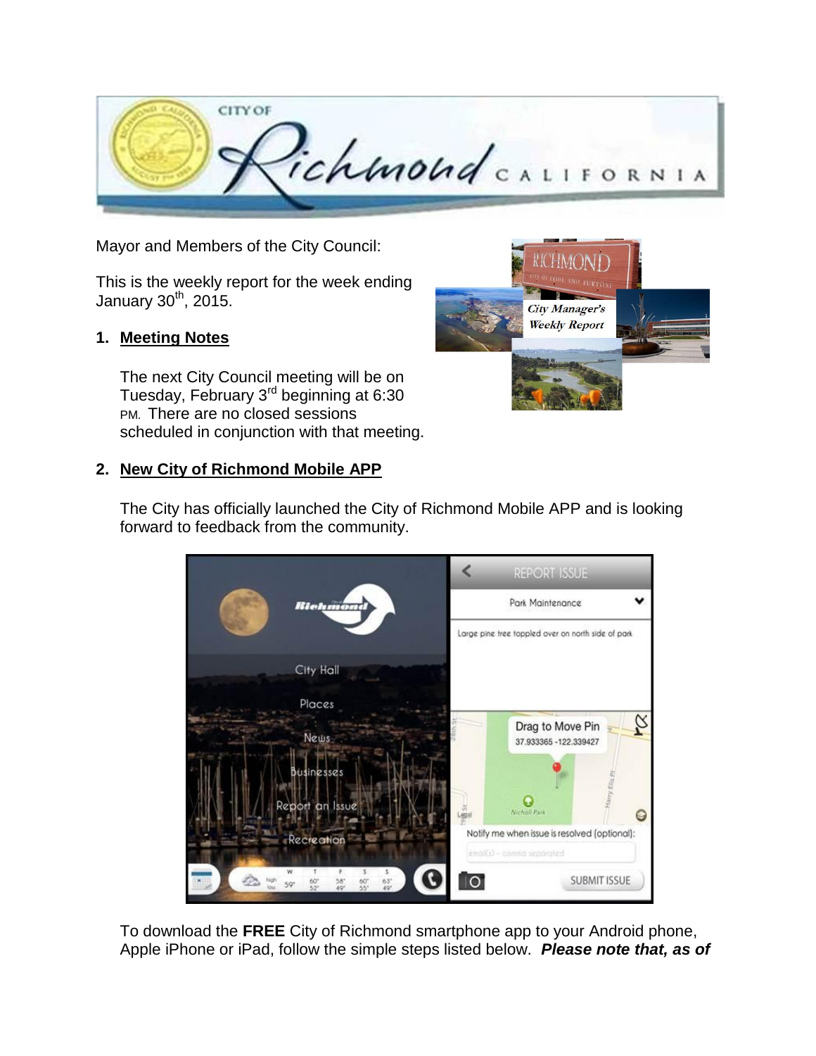Mayor and Members of the City Council:

This is the weekly report for the week ending January 30th, 2015.

1. **Meeting Notes**

   The next City Council meeting will be on Tuesday, February 3rd beginning at 6:30 PM. There are no closed sessions scheduled in conjunction with that meeting.

2. **New City of Richmond Mobile APP**

   The City has officially launched the City of Richmond Mobile APP and is looking forward to feedback from the community.

   To download the **FREE** City of Richmond smartphone app to your Android phone, Apple iPhone or iPad, follow the simple steps listed below. ***Please note that, as of***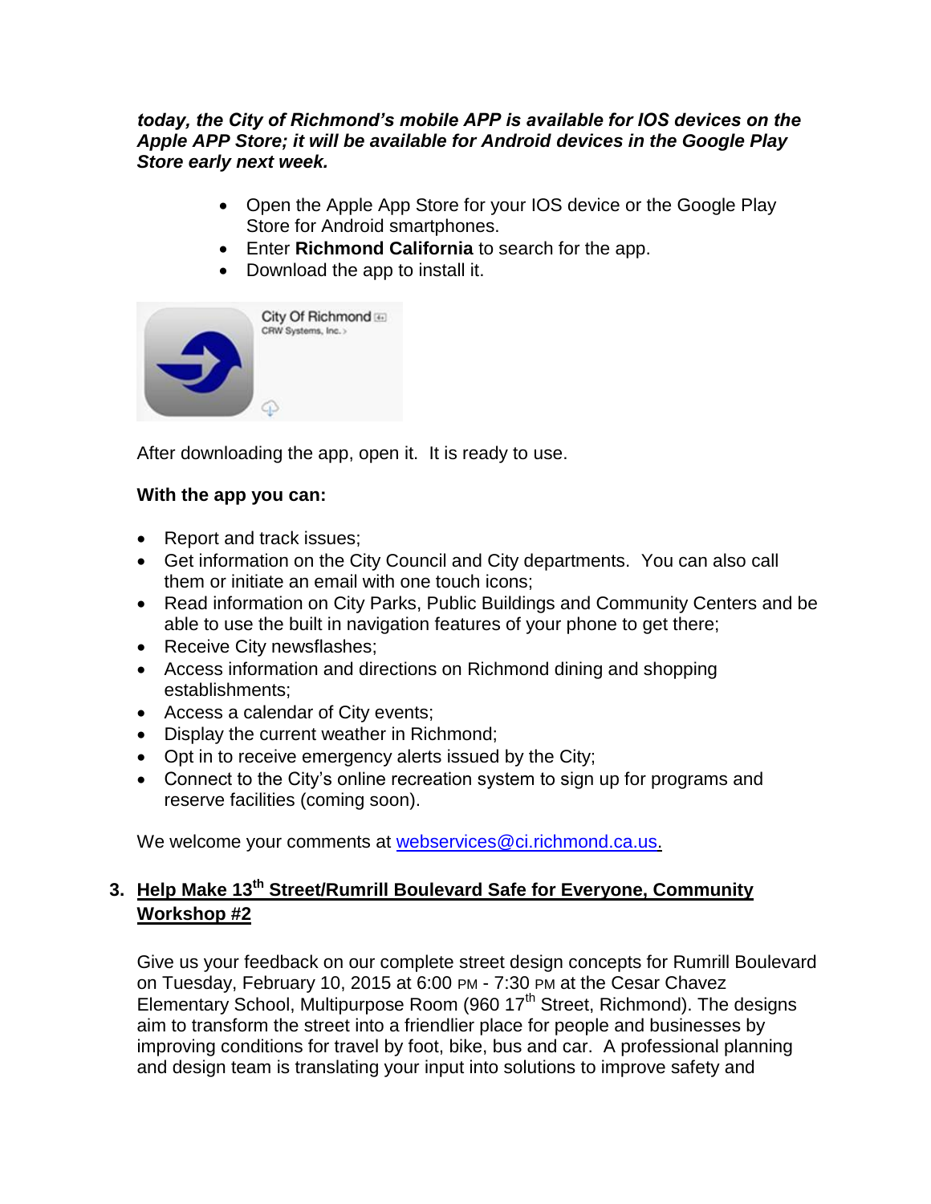***today, the City of Richmond's mobile APP is available for IOS devices on the Apple APP Store; it will be available for Android devices in the Google Play Store early next week.***

- Open the Apple App Store for your IOS device or the Google Play Store for Android smartphones.
- Enter **Richmond California** to search for the app.
- Download the app to install it.

After downloading the app, open it. It is ready to use.

**With the app you can:**

- Report and track issues;
- Get information on the City Council and City departments. You can also call them or initiate an email with one touch icons;
- Read information on City Parks, Public Buildings and Community Centers and be able to use the built in navigation features of your phone to get there;
- Receive City newsflashes;
- Access information and directions on Richmond dining and shopping establishments;
- Access a calendar of City events;
- Display the current weather in Richmond;
- Opt in to receive emergency alerts issued by the City;
- Connect to the City's online recreation system to sign up for programs and reserve facilities (coming soon).

We welcome your comments at webservices@ci.richmond.ca.us.

## 3. Help Make 13th Street/Rumrill Boulevard Safe for Everyone, Community Workshop #2

Give us your feedback on our complete street design concepts for Rumrill Boulevard on Tuesday, February 10, 2015 at 6:00 PM - 7:30 PM at the Cesar Chavez Elementary School, Multipurpose Room (960 17th Street, Richmond). The designs aim to transform the street into a friendlier place for people and businesses by improving conditions for travel by foot, bike, bus and car. A professional planning and design team is translating your input into solutions to improve safety and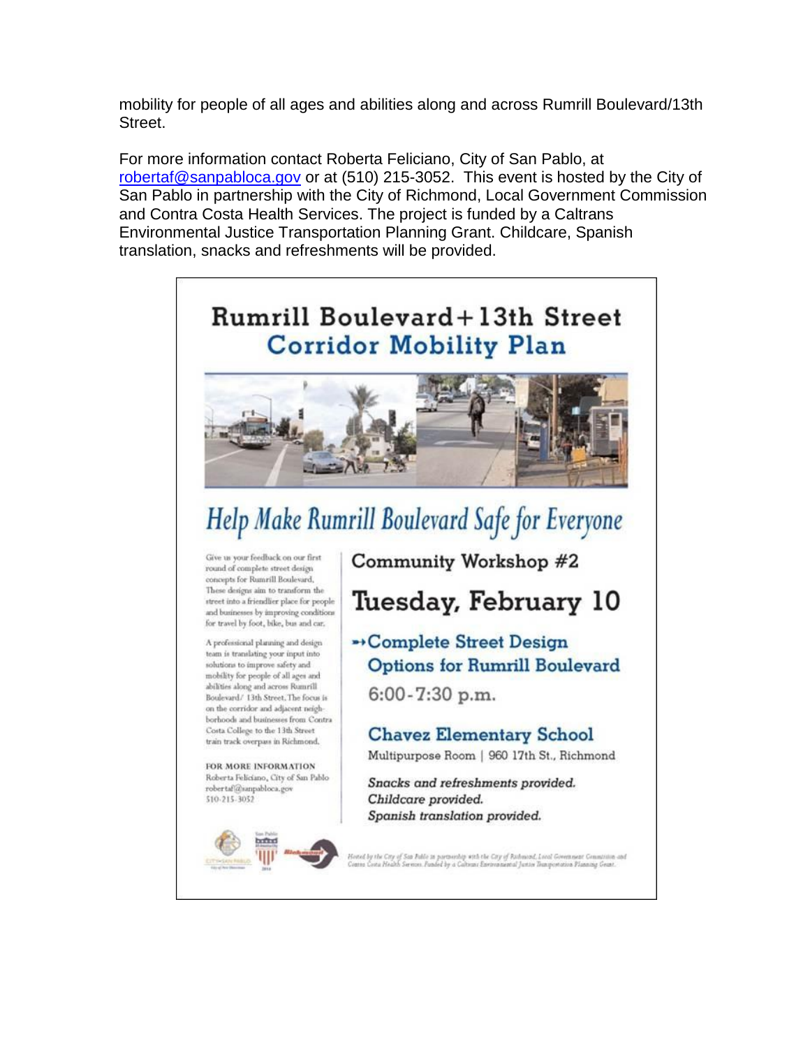mobility for people of all ages and abilities along and across Rumrill Boulevard/13th Street.

For more information contact Roberta Feliciano, City of San Pablo, at robertaf@sanpabloca.gov or at (510) 215-3052. This event is hosted by the City of San Pablo in partnership with the City of Richmond, Local Government Commission and Contra Costa Health Services. The project is funded by a Caltrans Environmental Justice Transportation Planning Grant. Childcare, Spanish translation, snacks and refreshments will be provided.

# Rumrill Boulevard+13th Street Corridor Mobility Plan

## *Help Make Rumrill Boulevard Safe for Everyone*

Give us your feedback on our first round of complete street design concepts for Rumrill Boulevard. These designs aim to transform the street into a friendlier place for people and businesses by improving conditions for travel by foot, bike, bus and car.

A professional planning and design team is translating your input into solutions to improve safety and mobility for people of all ages and abilities along and across Rumrill Boulevard/ 13th Street. The focus is on the corridor and adjacent neighborhoods and businesses from Contra Costa College to the 13th Street train track overpass in Richmond.

**FOR MORE INFORMATION**
Roberta Feliciano, City of San Pablo
robertaf@sanpabloca.gov
510-215-3052

### Community Workshop #2

### Tuesday, February 10

**→Complete Street Design Options for Rumrill Boulevard**

6:00-7:30 p.m.

**Chavez Elementary School**
Multipurpose Room | 960 17th St., Richmond

*Snacks and refreshments provided.*
*Childcare provided.*
*Spanish translation provided.*

*Hosted by the City of San Pablo in partnership with the City of Richmond, Local Government Commission and Contra Costa Health Services. Funded by a Caltrans Environmental Justice Transportation Planning Grant.*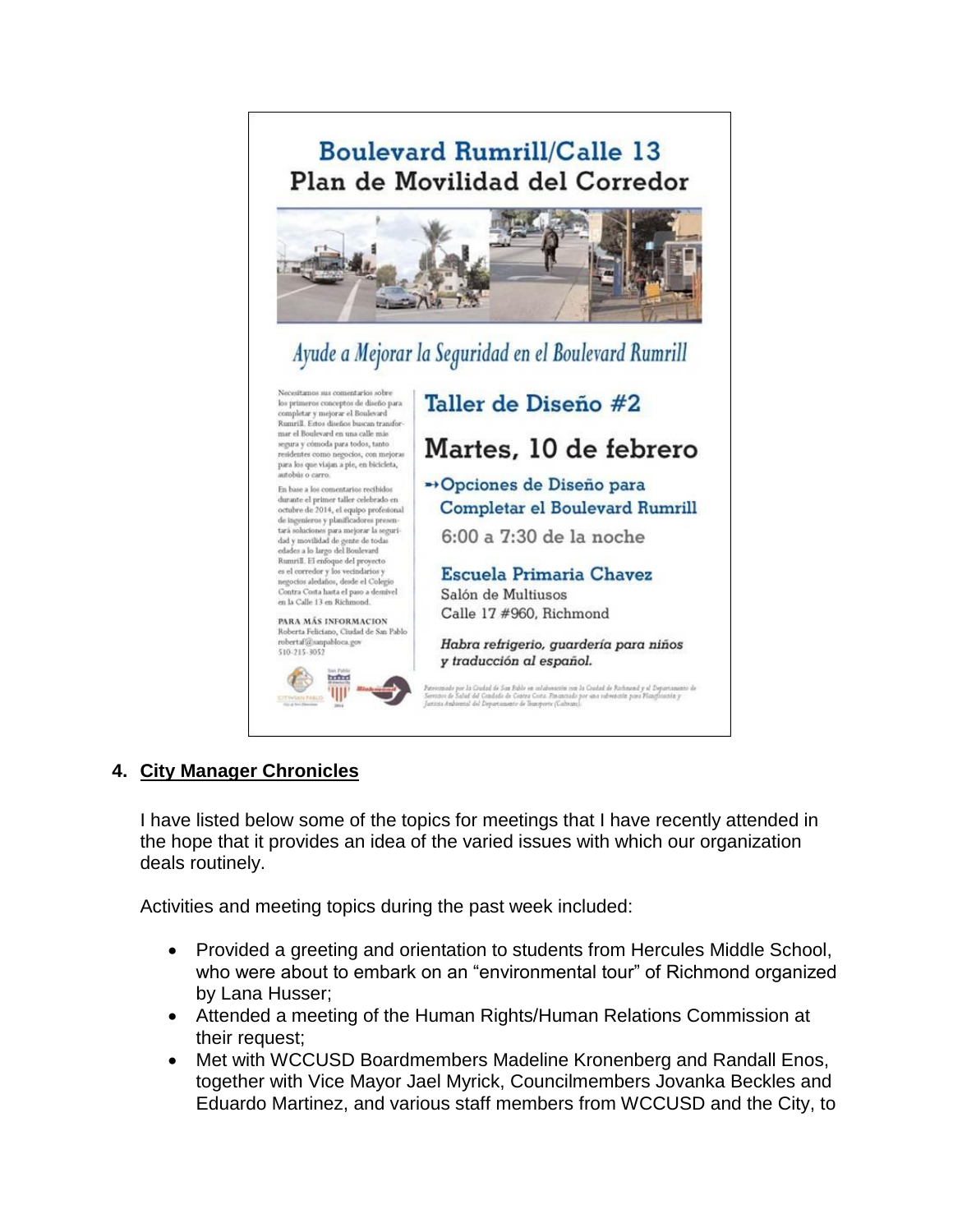# Boulevard Rumrill/Calle 13
## Plan de Movilidad del Corredor

*Ayude a Mejorar la Seguridad en el Boulevard Rumrill*

Necesitamos sus comentarios sobre los primeros conceptos de diseño para completar y mejorar el Boulevard Rumrill. Estos diseños buscan transformar el Boulevard en una calle más segura y cómoda para todos, tanto residentes como negocios, con mejoras para los que viajan a pie, en bicicleta, autobús o carro.

En base a los comentarios recibidos durante el primer taller celebrado en octubre de 2014, el equipo profesional de ingenieros y planificadores presentará soluciones para mejorar la seguridad y movilidad de gente de todas edades a lo largo del Boulevard Rumrill. El enfoque del proyecto es el corredor y los vecindarios y negocios aledaños, desde el Colegio Contra Costa hasta el paso a desnivel en la Calle 13 en Richmond.

PARA MÁS INFORMACION
Roberta Feliciano, Ciudad de San Pablo
robertaf@sanpabloca.gov
510-215-3052

**Taller de Diseño #2**

**Martes, 10 de febrero**

**Opciones de Diseño para Completar el Boulevard Rumrill**

6:00 a 7:30 de la noche

**Escuela Primaria Chavez**
Salón de Multiusos
Calle 17 #960, Richmond

*Habra refrigerio, guardería para niños y traducción al español.*

Patrocinado por la Ciudad de San Pablo en colaboración con la Ciudad de Richmond y el Departamento de Servicios de Salud del Condado de Contra Costa. Financiado por una subvención para Planificación y Justicia Ambiental del Departamento de Transporte (Caltrans).

4. **City Manager Chronicles**

I have listed below some of the topics for meetings that I have recently attended in the hope that it provides an idea of the varied issues with which our organization deals routinely.

Activities and meeting topics during the past week included:

- Provided a greeting and orientation to students from Hercules Middle School, who were about to embark on an "environmental tour" of Richmond organized by Lana Husser;
- Attended a meeting of the Human Rights/Human Relations Commission at their request;
- Met with WCCUSD Boardmembers Madeline Kronenberg and Randall Enos, together with Vice Mayor Jael Myrick, Councilmembers Jovanka Beckles and Eduardo Martinez, and various staff members from WCCUSD and the City, to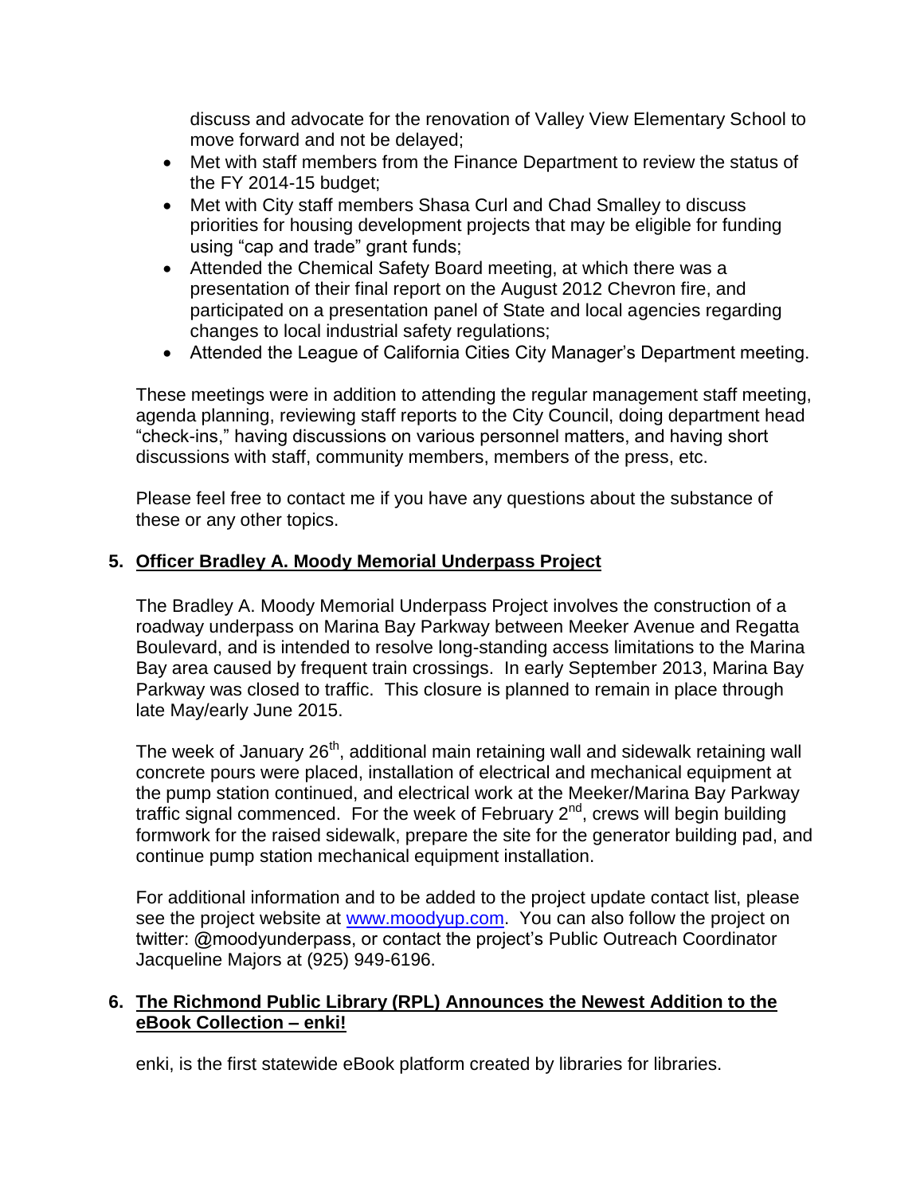discuss and advocate for the renovation of Valley View Elementary School to move forward and not be delayed;

- Met with staff members from the Finance Department to review the status of the FY 2014-15 budget;
- Met with City staff members Shasa Curl and Chad Smalley to discuss priorities for housing development projects that may be eligible for funding using "cap and trade" grant funds;
- Attended the Chemical Safety Board meeting, at which there was a presentation of their final report on the August 2012 Chevron fire, and participated on a presentation panel of State and local agencies regarding changes to local industrial safety regulations;
- Attended the League of California Cities City Manager's Department meeting.

These meetings were in addition to attending the regular management staff meeting, agenda planning, reviewing staff reports to the City Council, doing department head "check-ins," having discussions on various personnel matters, and having short discussions with staff, community members, members of the press, etc.

Please feel free to contact me if you have any questions about the substance of these or any other topics.

## 5. Officer Bradley A. Moody Memorial Underpass Project

The Bradley A. Moody Memorial Underpass Project involves the construction of a roadway underpass on Marina Bay Parkway between Meeker Avenue and Regatta Boulevard, and is intended to resolve long-standing access limitations to the Marina Bay area caused by frequent train crossings. In early September 2013, Marina Bay Parkway was closed to traffic. This closure is planned to remain in place through late May/early June 2015.

The week of January 26th, additional main retaining wall and sidewalk retaining wall concrete pours were placed, installation of electrical and mechanical equipment at the pump station continued, and electrical work at the Meeker/Marina Bay Parkway traffic signal commenced. For the week of February 2nd, crews will begin building formwork for the raised sidewalk, prepare the site for the generator building pad, and continue pump station mechanical equipment installation.

For additional information and to be added to the project update contact list, please see the project website at [www.moodyup.com](http://www.moodyup.com). You can also follow the project on twitter: @moodyunderpass, or contact the project's Public Outreach Coordinator Jacqueline Majors at (925) 949-6196.

## 6. The Richmond Public Library (RPL) Announces the Newest Addition to the eBook Collection – enki!

enki, is the first statewide eBook platform created by libraries for libraries.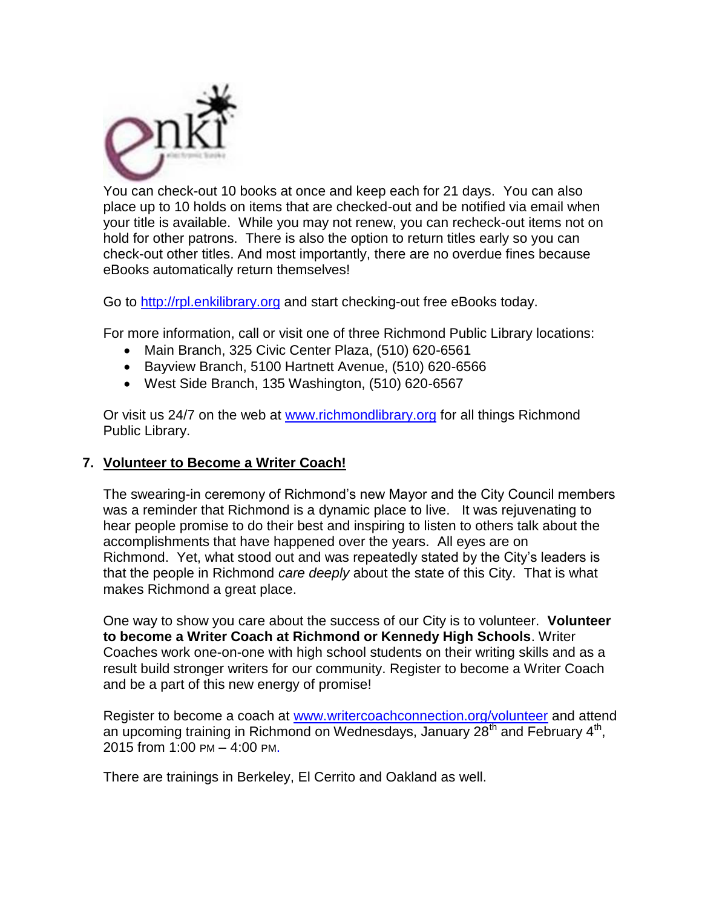You can check-out 10 books at once and keep each for 21 days. You can also place up to 10 holds on items that are checked-out and be notified via email when your title is available. While you may not renew, you can recheck-out items not on hold for other patrons. There is also the option to return titles early so you can check-out other titles. And most importantly, there are no overdue fines because eBooks automatically return themselves!

Go to http://rpl.enkilibrary.org and start checking-out free eBooks today.

For more information, call or visit one of three Richmond Public Library locations:

- Main Branch, 325 Civic Center Plaza, (510) 620-6561
- Bayview Branch, 5100 Hartnett Avenue, (510) 620-6566
- West Side Branch, 135 Washington, (510) 620-6567

Or visit us 24/7 on the web at www.richmondlibrary.org for all things Richmond Public Library.

## 7. Volunteer to Become a Writer Coach!

The swearing-in ceremony of Richmond's new Mayor and the City Council members was a reminder that Richmond is a dynamic place to live. It was rejuvenating to hear people promise to do their best and inspiring to listen to others talk about the accomplishments that have happened over the years. All eyes are on Richmond. Yet, what stood out and was repeatedly stated by the City's leaders is that the people in Richmond *care deeply* about the state of this City. That is what makes Richmond a great place.

One way to show you care about the success of our City is to volunteer. **Volunteer to become a Writer Coach at Richmond or Kennedy High Schools**. Writer Coaches work one-on-one with high school students on their writing skills and as a result build stronger writers for our community. Register to become a Writer Coach and be a part of this new energy of promise!

Register to become a coach at www.writercoachconnection.org/volunteer and attend an upcoming training in Richmond on Wednesdays, January 28th and February 4th, 2015 from 1:00 PM – 4:00 PM.

There are trainings in Berkeley, El Cerrito and Oakland as well.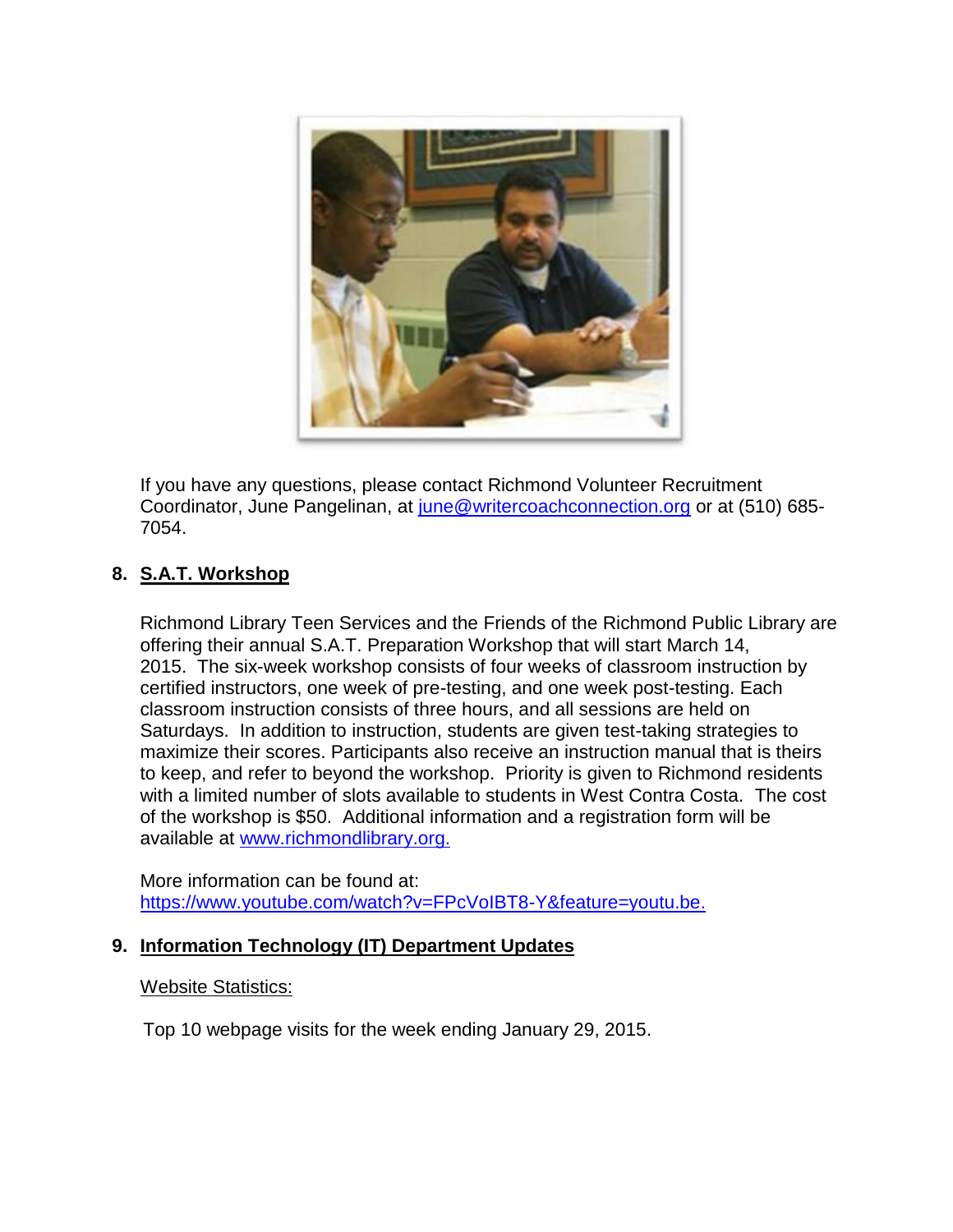If you have any questions, please contact Richmond Volunteer Recruitment Coordinator, June Pangelinan, at june@writercoachconnection.org or at (510) 685-7054.

## 8. S.A.T. Workshop

Richmond Library Teen Services and the Friends of the Richmond Public Library are offering their annual S.A.T. Preparation Workshop that will start March 14, 2015. The six-week workshop consists of four weeks of classroom instruction by certified instructors, one week of pre-testing, and one week post-testing. Each classroom instruction consists of three hours, and all sessions are held on Saturdays. In addition to instruction, students are given test-taking strategies to maximize their scores. Participants also receive an instruction manual that is theirs to keep, and refer to beyond the workshop. Priority is given to Richmond residents with a limited number of slots available to students in West Contra Costa. The cost of the workshop is $50. Additional information and a registration form will be available at www.richmondlibrary.org.

More information can be found at: https://www.youtube.com/watch?v=FPcVoIBT8-Y&feature=youtu.be.

## 9. Information Technology (IT) Department Updates

Website Statistics:

Top 10 webpage visits for the week ending January 29, 2015.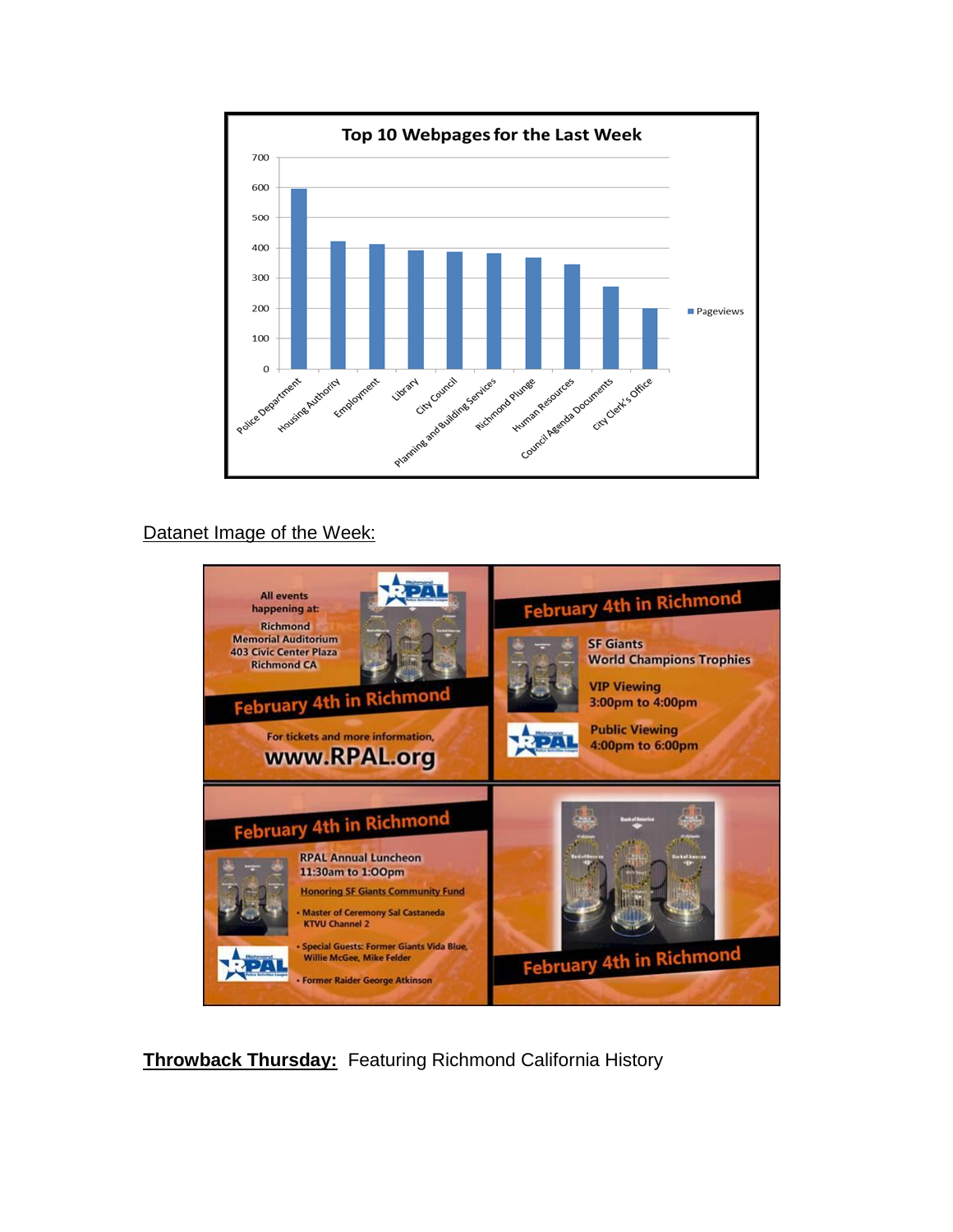**Top 10 Webpages for the Last Week**

| Webpage | Pageviews |
|---|---|
| Police Department | ~595 |
| Housing Authority | ~420 |
| Employment | ~410 |
| Library | ~390 |
| City Council | ~385 |
| Planning and Building Services | ~380 |
| Richmond Plunge | ~365 |
| Human Resources | ~345 |
| Council Agenda Documents | ~270 |
| City Clerk's Office | ~200 |

Datanet Image of the Week:

All events happening at: Richmond Memorial Auditorium 403 Civic Center Plaza Richmond CA

RPAL

February 4th in Richmond

For tickets and more information, www.RPAL.org

February 4th in Richmond

SF Giants World Champions Trophies

VIP Viewing 3:00pm to 4:00pm

Public Viewing 4:00pm to 6:00pm

February 4th in Richmond

RPAL Annual Luncheon 11:30am to 1:00pm

Honoring SF Giants Community Fund

- Master of Ceremony Sal Castaneda KTVU Channel 2
- Special Guests: Former Giants Vida Blue, Willie McGee, Mike Felder
- Former Raider George Atkinson

February 4th in Richmond

**Throwback Thursday:** Featuring Richmond California History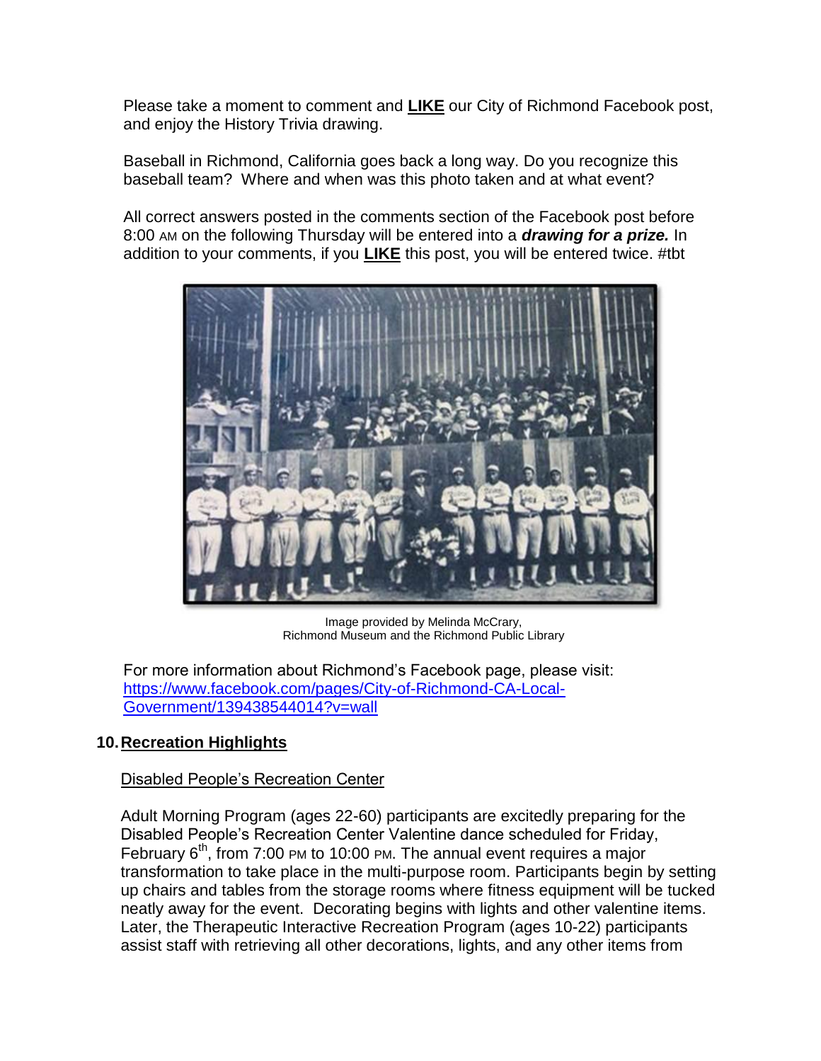Please take a moment to comment and **LIKE** our City of Richmond Facebook post, and enjoy the History Trivia drawing.

Baseball in Richmond, California goes back a long way. Do you recognize this baseball team? Where and when was this photo taken and at what event?

All correct answers posted in the comments section of the Facebook post before 8:00 AM on the following Thursday will be entered into a ***drawing for a prize.*** In addition to your comments, if you **LIKE** this post, you will be entered twice. #tbt

Image provided by Melinda McCrary,
Richmond Museum and the Richmond Public Library

For more information about Richmond's Facebook page, please visit:
https://www.facebook.com/pages/City-of-Richmond-CA-Local-Government/139438544014?v=wall

## 10. Recreation Highlights

### Disabled People's Recreation Center

Adult Morning Program (ages 22-60) participants are excitedly preparing for the Disabled People's Recreation Center Valentine dance scheduled for Friday, February 6th, from 7:00 PM to 10:00 PM. The annual event requires a major transformation to take place in the multi-purpose room. Participants begin by setting up chairs and tables from the storage rooms where fitness equipment will be tucked neatly away for the event. Decorating begins with lights and other valentine items. Later, the Therapeutic Interactive Recreation Program (ages 10-22) participants assist staff with retrieving all other decorations, lights, and any other items from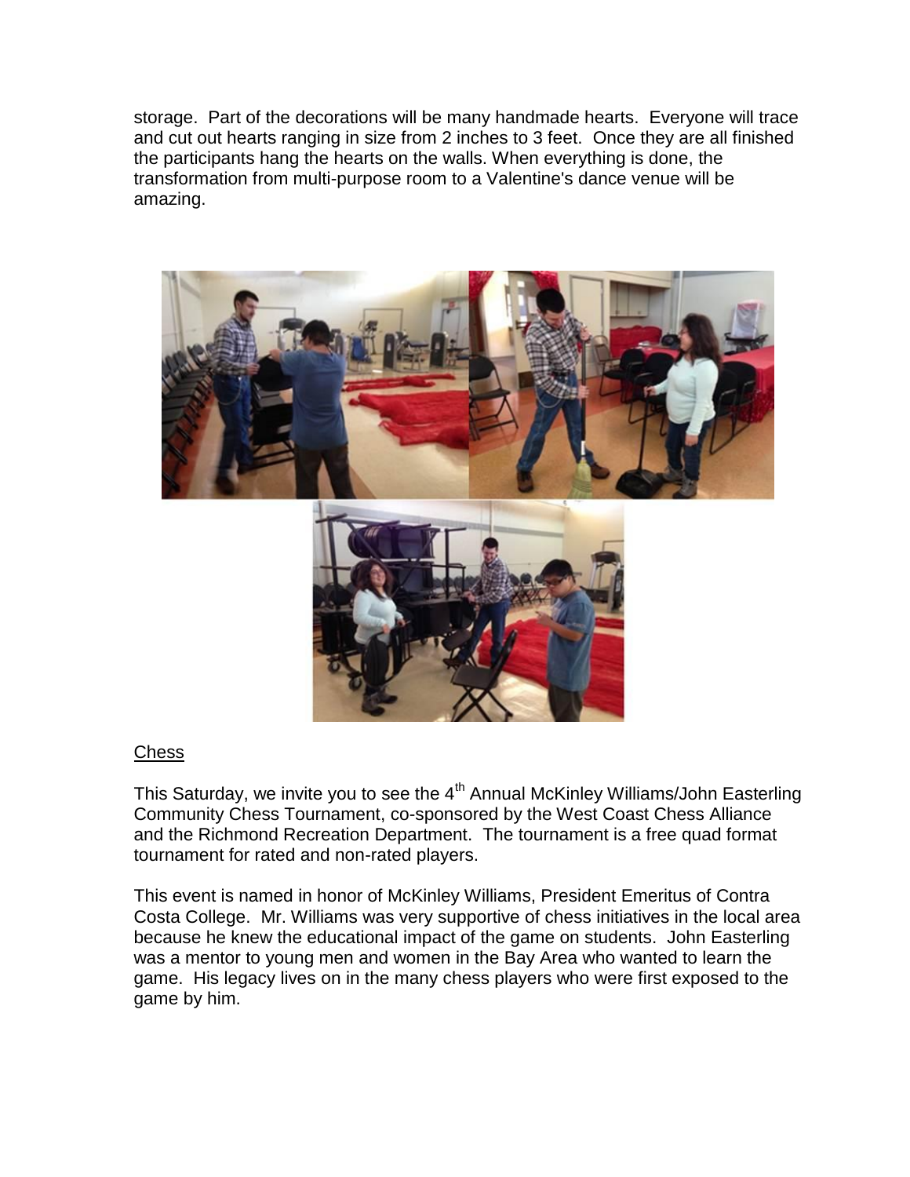storage. Part of the decorations will be many handmade hearts. Everyone will trace and cut out hearts ranging in size from 2 inches to 3 feet. Once they are all finished the participants hang the hearts on the walls. When everything is done, the transformation from multi-purpose room to a Valentine's dance venue will be amazing.

## Chess

This Saturday, we invite you to see the 4th Annual McKinley Williams/John Easterling Community Chess Tournament, co-sponsored by the West Coast Chess Alliance and the Richmond Recreation Department. The tournament is a free quad format tournament for rated and non-rated players.

This event is named in honor of McKinley Williams, President Emeritus of Contra Costa College. Mr. Williams was very supportive of chess initiatives in the local area because he knew the educational impact of the game on students. John Easterling was a mentor to young men and women in the Bay Area who wanted to learn the game. His legacy lives on in the many chess players who were first exposed to the game by him.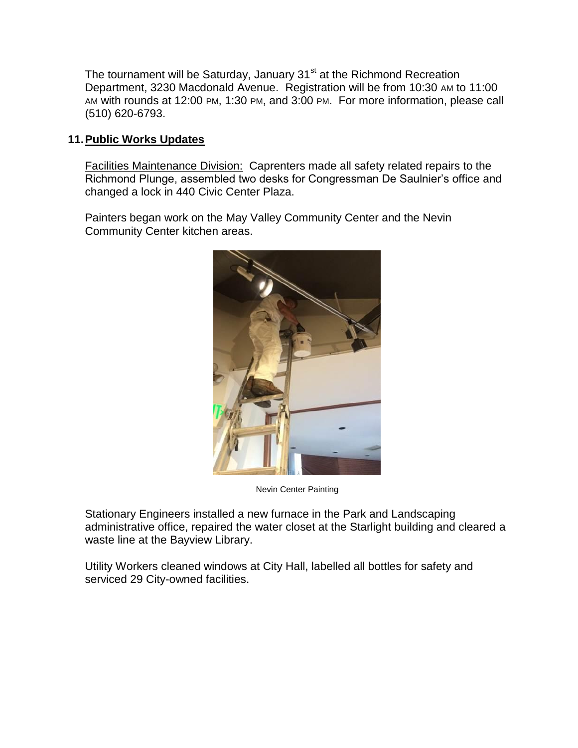The tournament will be Saturday, January 31st at the Richmond Recreation Department, 3230 Macdonald Avenue. Registration will be from 10:30 AM to 11:00 AM with rounds at 12:00 PM, 1:30 PM, and 3:00 PM. For more information, please call (510) 620-6793.

## 11. Public Works Updates

Facilities Maintenance Division: Caprenters made all safety related repairs to the Richmond Plunge, assembled two desks for Congressman De Saulnier's office and changed a lock in 440 Civic Center Plaza.

Painters began work on the May Valley Community Center and the Nevin Community Center kitchen areas.

Nevin Center Painting

Stationary Engineers installed a new furnace in the Park and Landscaping administrative office, repaired the water closet at the Starlight building and cleared a waste line at the Bayview Library.

Utility Workers cleaned windows at City Hall, labelled all bottles for safety and serviced 29 City-owned facilities.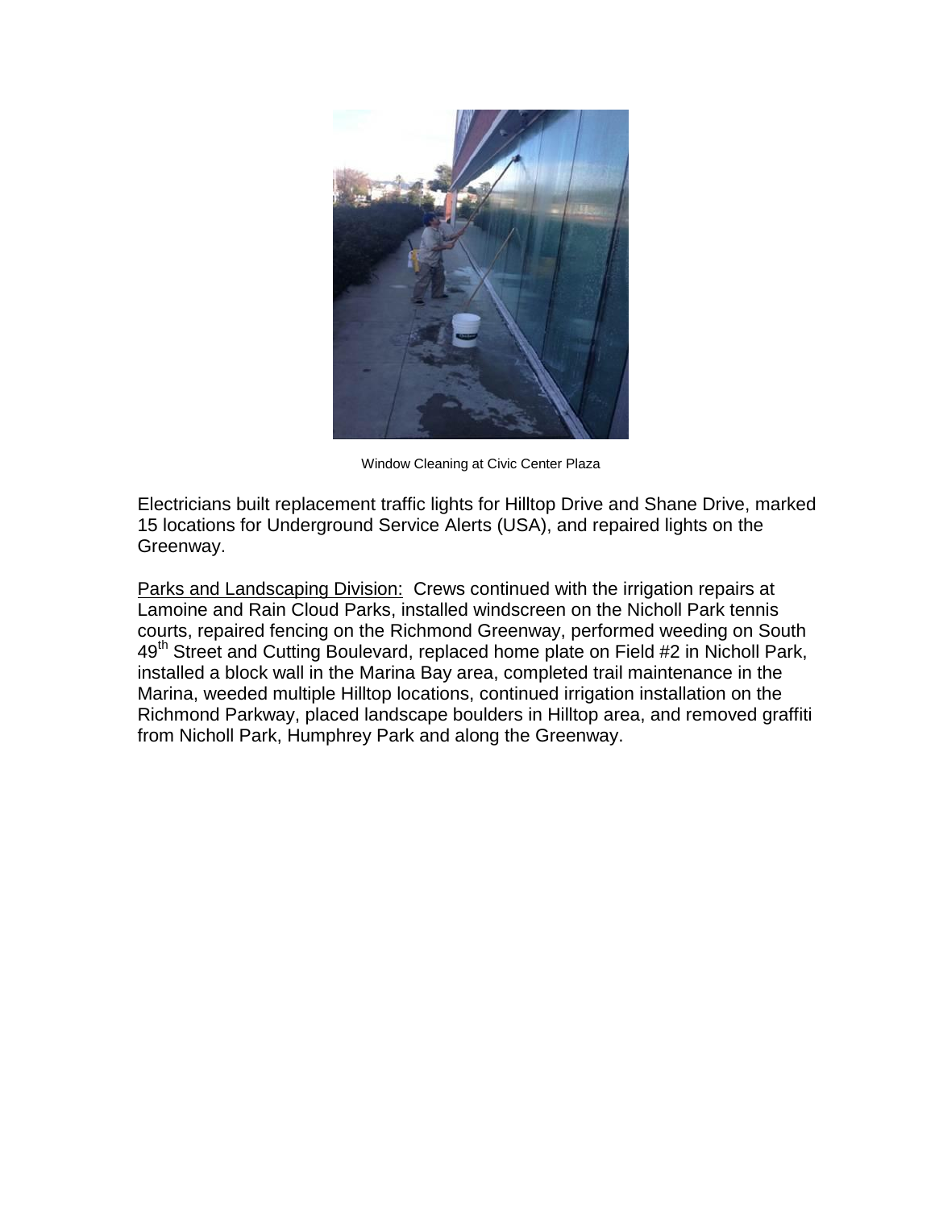Window Cleaning at Civic Center Plaza

Electricians built replacement traffic lights for Hilltop Drive and Shane Drive, marked 15 locations for Underground Service Alerts (USA), and repaired lights on the Greenway.

Parks and Landscaping Division: Crews continued with the irrigation repairs at Lamoine and Rain Cloud Parks, installed windscreen on the Nicholl Park tennis courts, repaired fencing on the Richmond Greenway, performed weeding on South 49th Street and Cutting Boulevard, replaced home plate on Field #2 in Nicholl Park, installed a block wall in the Marina Bay area, completed trail maintenance in the Marina, weeded multiple Hilltop locations, continued irrigation installation on the Richmond Parkway, placed landscape boulders in Hilltop area, and removed graffiti from Nicholl Park, Humphrey Park and along the Greenway.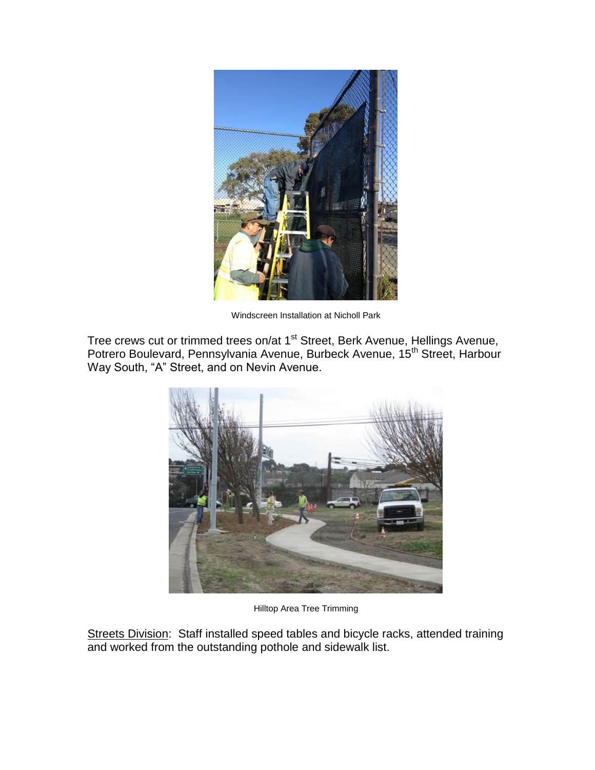Windscreen Installation at Nicholl Park

Tree crews cut or trimmed trees on/at 1st Street, Berk Avenue, Hellings Avenue, Potrero Boulevard, Pennsylvania Avenue, Burbeck Avenue, 15th Street, Harbour Way South, "A" Street, and on Nevin Avenue.

Hilltop Area Tree Trimming

<u>Streets Division</u>: Staff installed speed tables and bicycle racks, attended training and worked from the outstanding pothole and sidewalk list.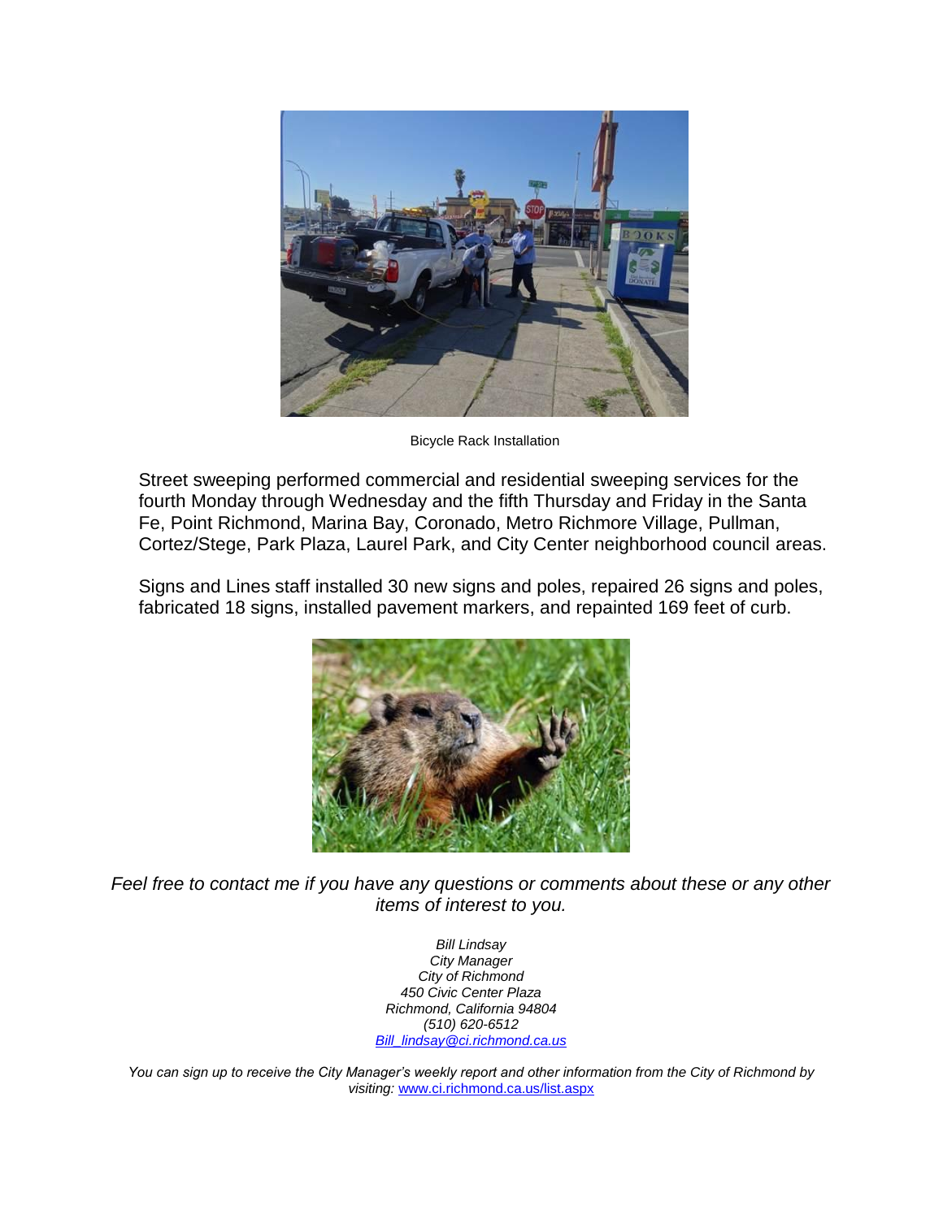Bicycle Rack Installation

Street sweeping performed commercial and residential sweeping services for the fourth Monday through Wednesday and the fifth Thursday and Friday in the Santa Fe, Point Richmond, Marina Bay, Coronado, Metro Richmore Village, Pullman, Cortez/Stege, Park Plaza, Laurel Park, and City Center neighborhood council areas.

Signs and Lines staff installed 30 new signs and poles, repaired 26 signs and poles, fabricated 18 signs, installed pavement markers, and repainted 169 feet of curb.

*Feel free to contact me if you have any questions or comments about these or any other items of interest to you.*

*Bill Lindsay*
*City Manager*
*City of Richmond*
*450 Civic Center Plaza*
*Richmond, California 94804*
*(510) 620-6512*
*Bill_lindsay@ci.richmond.ca.us*

*You can sign up to receive the City Manager's weekly report and other information from the City of Richmond by visiting:* www.ci.richmond.ca.us/list.aspx